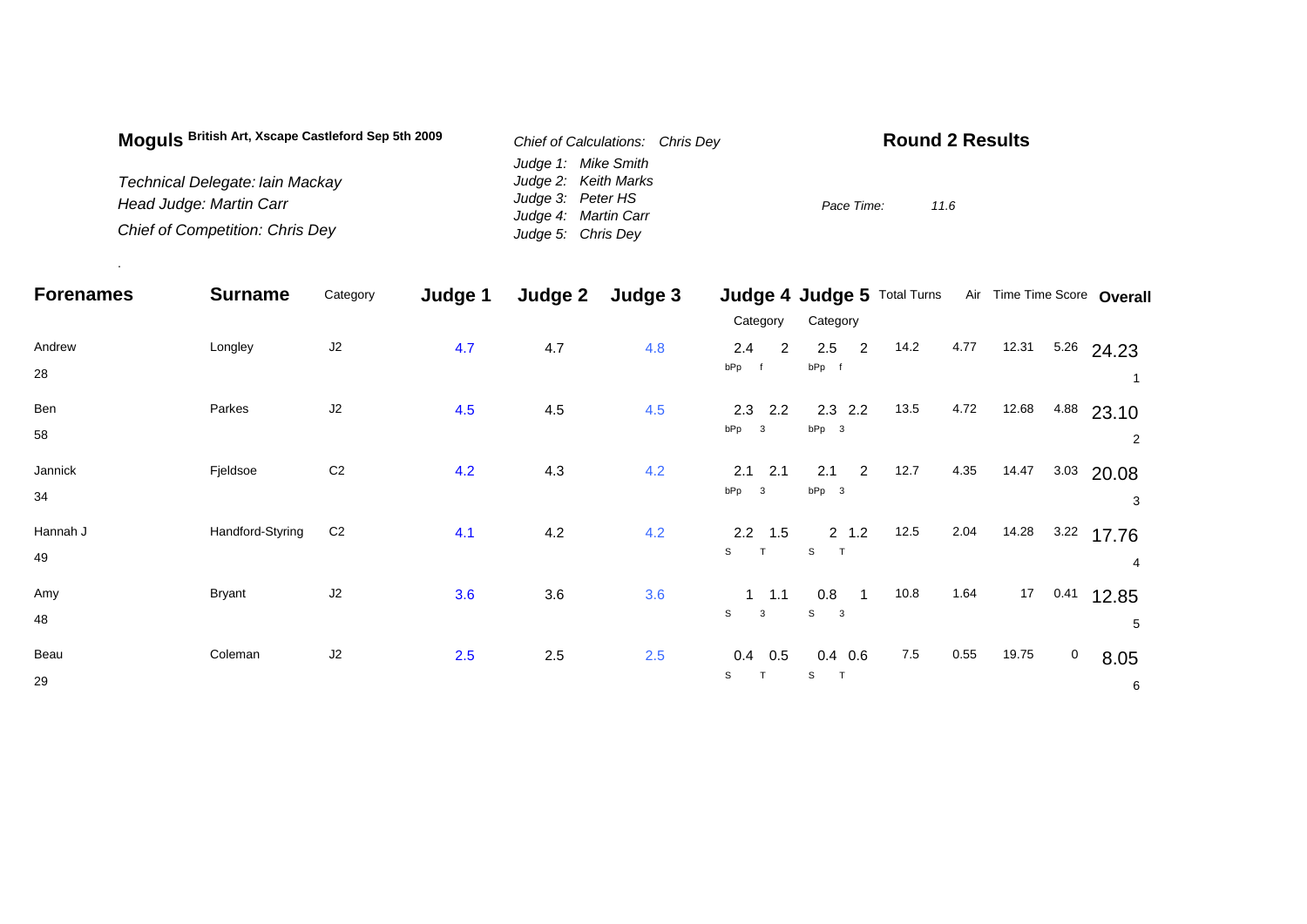**Moguls** **British Art, Xscape Castleford Sep 5th 2009**

*Technical Delegate: Iain Mackay*
*Head Judge: Martin Carr*
*Chief of Competition: Chris Dey*

*Chief of Calculations: Chris Dey*
*Judge 1: Mike Smith*
*Judge 2: Keith Marks*
*Judge 3: Peter HS*
*Judge 4: Martin Carr*
*Judge 5: Chris Dey*

## Round 2 Results

*Pace Time: 11.6*

| Forenames | Surname | Category | Judge 1 | Judge 2 | Judge 3 | Judge 4 | | Judge 5 | | Total Turns | Air | Time | Time Score | Overall |
|---|---|---|---|---|---|---|---|---|---|---|---|---|---|---|
| | | | | | | Category | | Category | | | | | | |
| Andrew | Longley | J2 | 4.7 | 4.7 | 4.8 | 2.4 | 2 | 2.5 | 2 | 14.2 | 4.77 | 12.31 | 5.26 | 24.23 |
| 28 | | | | | | bPp | f | bPp | f | | | | | 1 |
| Ben | Parkes | J2 | 4.5 | 4.5 | 4.5 | 2.3 | 2.2 | 2.3 | 2.2 | 13.5 | 4.72 | 12.68 | 4.88 | 23.10 |
| 58 | | | | | | bPp | 3 | bPp | 3 | | | | | 2 |
| Jannick | Fjeldsoe | C2 | 4.2 | 4.3 | 4.2 | 2.1 | 2.1 | 2.1 | 2 | 12.7 | 4.35 | 14.47 | 3.03 | 20.08 |
| 34 | | | | | | bPp | 3 | bPp | 3 | | | | | 3 |
| Hannah J | Handford-Styring | C2 | 4.1 | 4.2 | 4.2 | 2.2 | 1.5 | 2 | 1.2 | 12.5 | 2.04 | 14.28 | 3.22 | 17.76 |
| 49 | | | | | | S | T | S | T | | | | | 4 |
| Amy | Bryant | J2 | 3.6 | 3.6 | 3.6 | 1 | 1.1 | 0.8 | 1 | 10.8 | 1.64 | 17 | 0.41 | 12.85 |
| 48 | | | | | | S | 3 | S | 3 | | | | | 5 |
| Beau | Coleman | J2 | 2.5 | 2.5 | 2.5 | 0.4 | 0.5 | 0.4 | 0.6 | 7.5 | 0.55 | 19.75 | 0 | 8.05 |
| 29 | | | | | | S | T | S | T | | | | | 6 |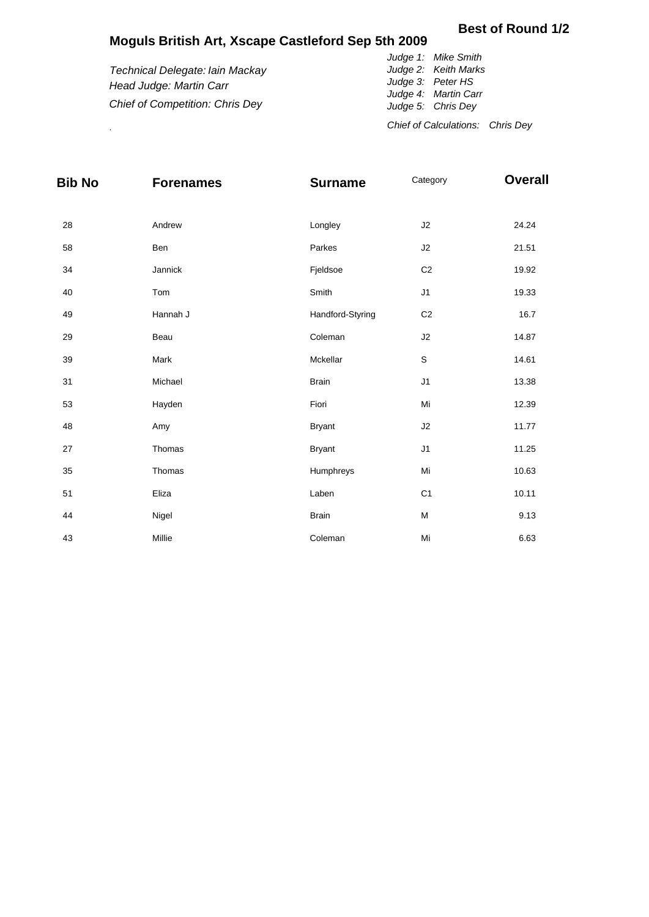**Best of Round 1/2**

## Moguls British Art, Xscape Castleford Sep 5th 2009

*Technical Delegate: Iain Mackay*
*Head Judge: Martin Carr*
*Chief of Competition: Chris Dey*

*Judge 1: Mike Smith*
*Judge 2: Keith Marks*
*Judge 3: Peter HS*
*Judge 4: Martin Carr*
*Judge 5: Chris Dey*

*Chief of Calculations: Chris Dey*

| Bib No | Forenames | Surname | Category | Overall |
|---|---|---|---|---|
| 28 | Andrew | Longley | J2 | 24.24 |
| 58 | Ben | Parkes | J2 | 21.51 |
| 34 | Jannick | Fjeldsoe | C2 | 19.92 |
| 40 | Tom | Smith | J1 | 19.33 |
| 49 | Hannah J | Handford-Styring | C2 | 16.7 |
| 29 | Beau | Coleman | J2 | 14.87 |
| 39 | Mark | Mckellar | S | 14.61 |
| 31 | Michael | Brain | J1 | 13.38 |
| 53 | Hayden | Fiori | Mi | 12.39 |
| 48 | Amy | Bryant | J2 | 11.77 |
| 27 | Thomas | Bryant | J1 | 11.25 |
| 35 | Thomas | Humphreys | Mi | 10.63 |
| 51 | Eliza | Laben | C1 | 10.11 |
| 44 | Nigel | Brain | M | 9.13 |
| 43 | Millie | Coleman | Mi | 6.63 |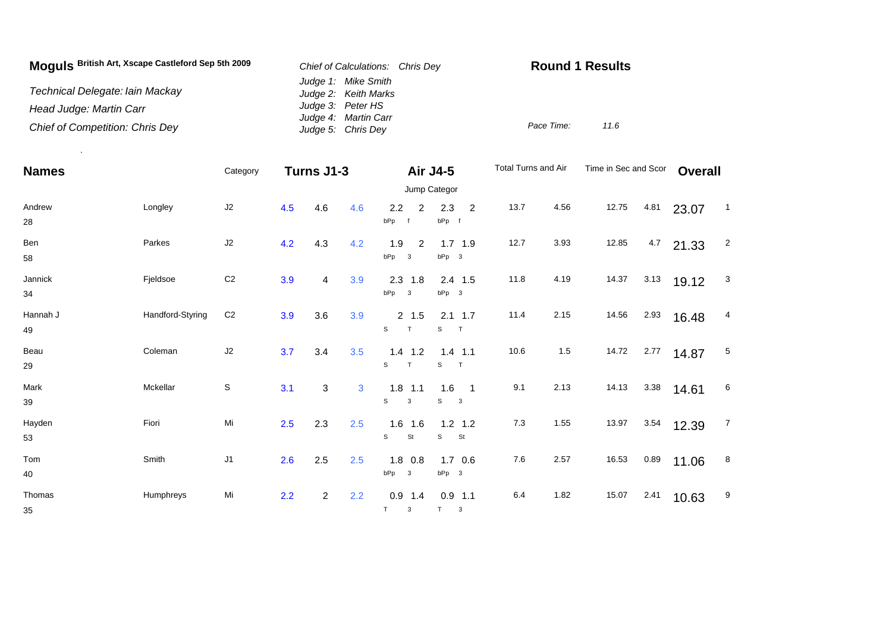**Moguls** British Art, Xscape Castleford Sep 5th 2009

*Technical Delegate: Iain Mackay*
*Head Judge: Martin Carr*
*Chief of Competition: Chris Dey*

*Chief of Calculations: Chris Dey*
*Judge 1: Mike Smith*
*Judge 2: Keith Marks*
*Judge 3: Peter HS*
*Judge 4: Martin Carr*
*Judge 5: Chris Dey*

**Round 1 Results**

*Pace Time:* 11.6

| Names | | Category | Turns J1-3 | | | Air J4-5 | | | | Total Turns and Air | | Time in Sec and Scor | | Overall | |
|---|---|---|---|---|---|---|---|---|---|---|---|---|---|---|---|
| | | | | | | Jump Categor | | | | | | | | | |
| Andrew 28 | Longley | J2 | 4.5 | 4.6 | 4.6 | 2.2 bPp | 2 f | 2.3 bPp | 2 f | 13.7 | 4.56 | 12.75 | 4.81 | 23.07 | 1 |
| Ben 58 | Parkes | J2 | 4.2 | 4.3 | 4.2 | 1.9 bPp | 2 3 | 1.7 bPp | 1.9 3 | 12.7 | 3.93 | 12.85 | 4.7 | 21.33 | 2 |
| Jannick 34 | Fjeldsoe | C2 | 3.9 | 4 | 3.9 | 2.3 bPp | 1.8 3 | 2.4 bPp | 1.5 3 | 11.8 | 4.19 | 14.37 | 3.13 | 19.12 | 3 |
| Hannah J 49 | Handford-Styring | C2 | 3.9 | 3.6 | 3.9 | 2 S | 1.5 T | 2.1 S | 1.7 T | 11.4 | 2.15 | 14.56 | 2.93 | 16.48 | 4 |
| Beau 29 | Coleman | J2 | 3.7 | 3.4 | 3.5 | 1.4 S | 1.2 T | 1.4 S | 1.1 T | 10.6 | 1.5 | 14.72 | 2.77 | 14.87 | 5 |
| Mark 39 | Mckellar | S | 3.1 | 3 | 3 | 1.8 S | 1.1 3 | 1.6 S | 1 3 | 9.1 | 2.13 | 14.13 | 3.38 | 14.61 | 6 |
| Hayden 53 | Fiori | Mi | 2.5 | 2.3 | 2.5 | 1.6 S | 1.6 St | 1.2 S | 1.2 St | 7.3 | 1.55 | 13.97 | 3.54 | 12.39 | 7 |
| Tom 40 | Smith | J1 | 2.6 | 2.5 | 2.5 | 1.8 bPp | 0.8 3 | 1.7 bPp | 0.6 3 | 7.6 | 2.57 | 16.53 | 0.89 | 11.06 | 8 |
| Thomas 35 | Humphreys | Mi | 2.2 | 2 | 2.2 | 0.9 T | 1.4 3 | 0.9 T | 1.1 3 | 6.4 | 1.82 | 15.07 | 2.41 | 10.63 | 9 |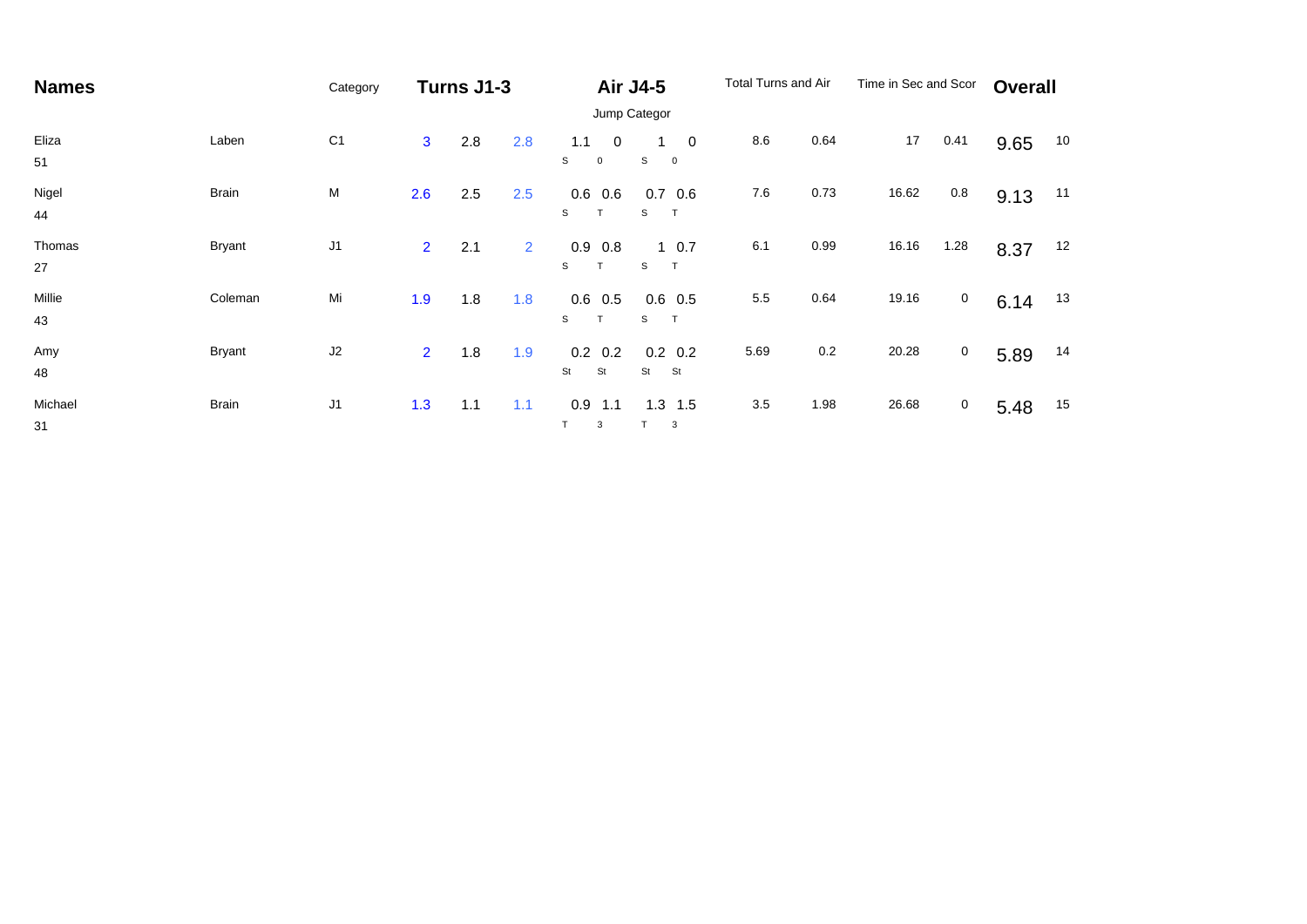| **Names** | | Category | **Turns J1-3** | | | **Air J4-5** | | | | Total Turns and Air | | Time in Sec and Scor | | **Overall** | |
|---|---|---|---|---|---|---|---|---|---|---|---|---|---|---|---|
| | | | | | | Jump Categor | | | | | | | | | |
| Eliza 51 | Laben | C1 | 3 | 2.8 | 2.8 | 1.1 S | 0 0 | 1 S | 0 0 | 8.6 | 0.64 | 17 | 0.41 | 9.65 | 10 |
| Nigel 44 | Brain | M | 2.6 | 2.5 | 2.5 | 0.6 S | 0.6 T | 0.7 S | 0.6 T | 7.6 | 0.73 | 16.62 | 0.8 | 9.13 | 11 |
| Thomas 27 | Bryant | J1 | 2 | 2.1 | 2 | 0.9 S | 0.8 T | 1 S | 0.7 T | 6.1 | 0.99 | 16.16 | 1.28 | 8.37 | 12 |
| Millie 43 | Coleman | Mi | 1.9 | 1.8 | 1.8 | 0.6 S | 0.5 T | 0.6 S | 0.5 T | 5.5 | 0.64 | 19.16 | 0 | 6.14 | 13 |
| Amy 48 | Bryant | J2 | 2 | 1.8 | 1.9 | 0.2 St | 0.2 St | 0.2 St | 0.2 St | 5.69 | 0.2 | 20.28 | 0 | 5.89 | 14 |
| Michael 31 | Brain | J1 | 1.3 | 1.1 | 1.1 | 0.9 T | 1.1 3 | 1.3 T | 1.5 3 | 3.5 | 1.98 | 26.68 | 0 | 5.48 | 15 |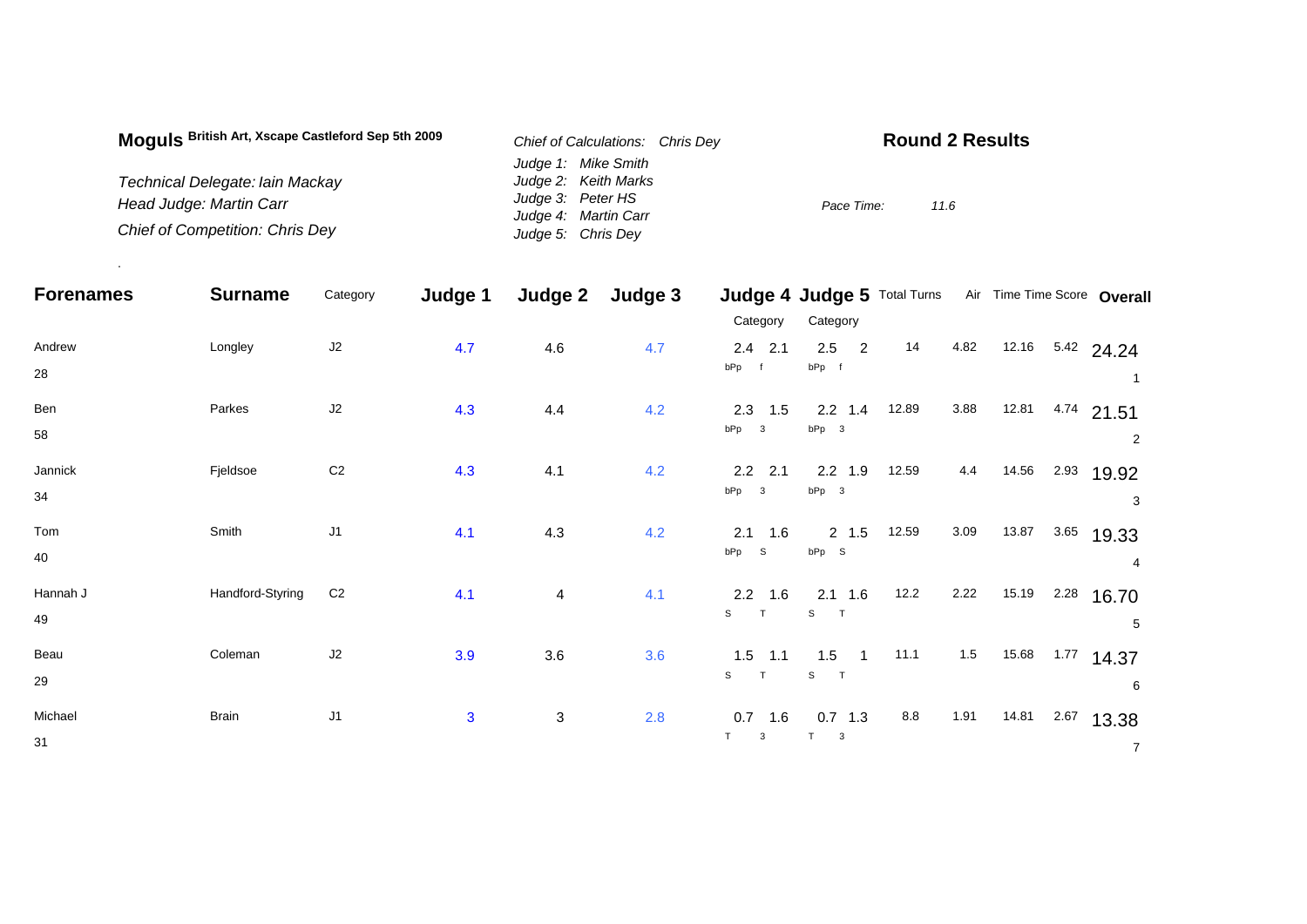**Moguls** **British Art, Xscape Castleford Sep 5th 2009**

*Technical Delegate: Iain Mackay*
*Head Judge: Martin Carr*
*Chief of Competition: Chris Dey*

*Chief of Calculations: Chris Dey*
*Judge 1: Mike Smith*
*Judge 2: Keith Marks*
*Judge 3: Peter HS*
*Judge 4: Martin Carr*
*Judge 5: Chris Dey*

## Round 2 Results

*Pace Time:* *11.6*

.

| Forenames | Surname | Category | Judge 1 | Judge 2 | Judge 3 | Judge 4 | | Judge 5 | | Total Turns | Air | Time | Time Score | Overall |
|---|---|---|---|---|---|---|---|---|---|---|---|---|---|---|
| | | | | | | Category | | Category | | | | | | |
| Andrew 28 | Longley | J2 | 4.7 | 4.6 | 4.7 | 2.4 bPp | 2.1 f | 2.5 bPp | 2 f | 14 | 4.82 | 12.16 | 5.42 | 24.24 1 |
| Ben 58 | Parkes | J2 | 4.3 | 4.4 | 4.2 | 2.3 bPp | 1.5 3 | 2.2 bPp | 1.4 3 | 12.89 | 3.88 | 12.81 | 4.74 | 21.51 2 |
| Jannick 34 | Fjeldsoe | C2 | 4.3 | 4.1 | 4.2 | 2.2 bPp | 2.1 3 | 2.2 bPp | 1.9 3 | 12.59 | 4.4 | 14.56 | 2.93 | 19.92 3 |
| Tom 40 | Smith | J1 | 4.1 | 4.3 | 4.2 | 2.1 bPp | 1.6 S | 2 bPp | 1.5 S | 12.59 | 3.09 | 13.87 | 3.65 | 19.33 4 |
| Hannah J 49 | Handford-Styring | C2 | 4.1 | 4 | 4.1 | 2.2 S | 1.6 T | 2.1 S | 1.6 T | 12.2 | 2.22 | 15.19 | 2.28 | 16.70 5 |
| Beau 29 | Coleman | J2 | 3.9 | 3.6 | 3.6 | 1.5 S | 1.1 T | 1.5 S | 1 T | 11.1 | 1.5 | 15.68 | 1.77 | 14.37 6 |
| Michael 31 | Brain | J1 | 3 | 3 | 2.8 | 0.7 T | 1.6 3 | 0.7 T | 1.3 3 | 8.8 | 1.91 | 14.81 | 2.67 | 13.38 7 |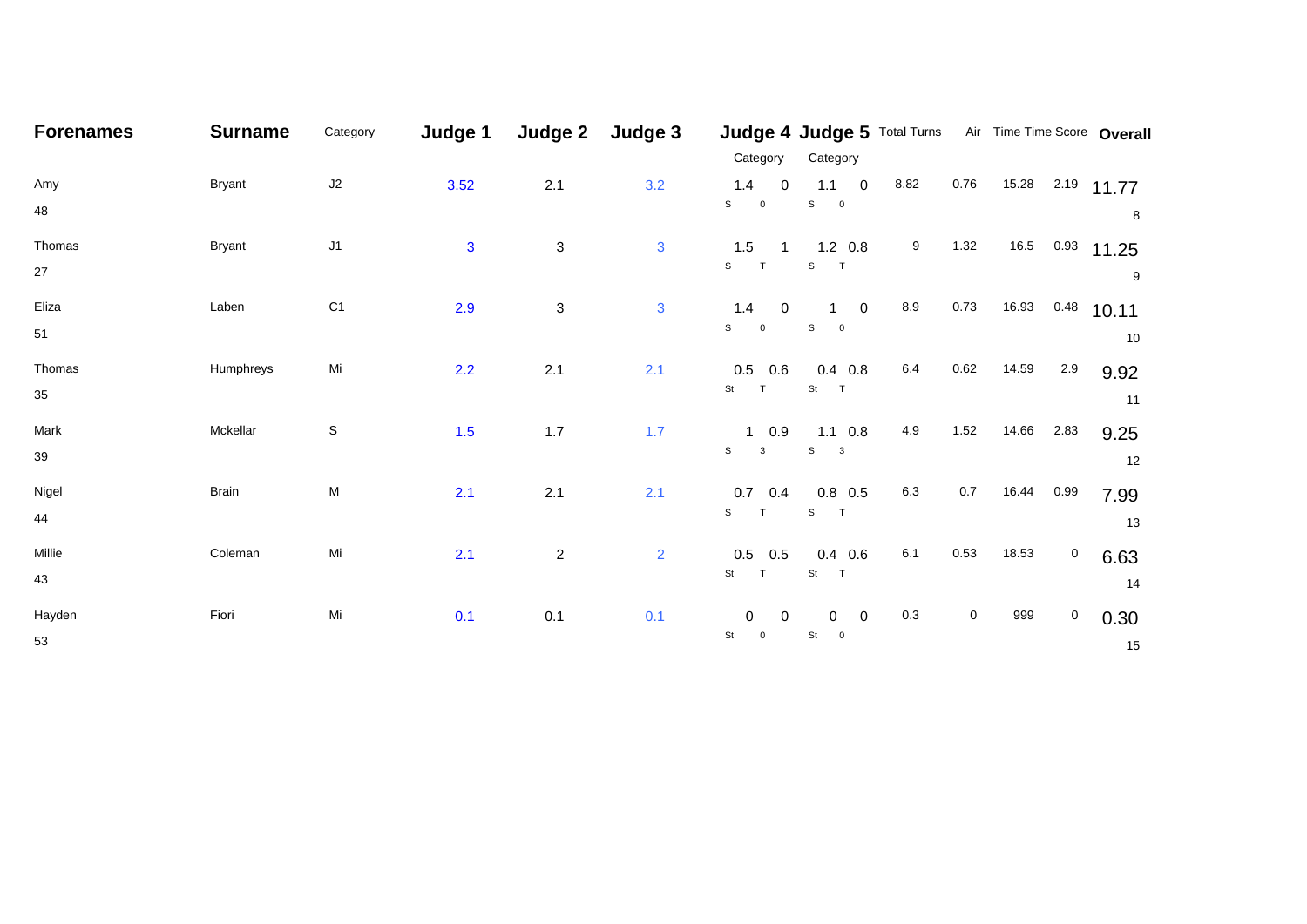| Forenames | Surname | Category | Judge 1 | Judge 2 | Judge 3 | Judge 4 Category | | Judge 5 Category | | Total Turns | Air | Time | Time Score | Overall |
|---|---|---|---|---|---|---|---|---|---|---|---|---|---|---|
| Amy 48 | Bryant | J2 | 3.52 | 2.1 | 3.2 | 1.4 S | 0 0 | 1.1 S | 0 0 | 8.82 | 0.76 | 15.28 | 2.19 | 11.77 8 |
| Thomas 27 | Bryant | J1 | 3 | 3 | 3 | 1.5 S | 1 T | 1.2 S | 0.8 T | 9 | 1.32 | 16.5 | 0.93 | 11.25 9 |
| Eliza 51 | Laben | C1 | 2.9 | 3 | 3 | 1.4 S | 0 0 | 1 S | 0 0 | 8.9 | 0.73 | 16.93 | 0.48 | 10.11 10 |
| Thomas 35 | Humphreys | Mi | 2.2 | 2.1 | 2.1 | 0.5 St | 0.6 T | 0.4 St | 0.8 T | 6.4 | 0.62 | 14.59 | 2.9 | 9.92 11 |
| Mark 39 | Mckellar | S | 1.5 | 1.7 | 1.7 | 1 S | 0.9 3 | 1.1 S | 0.8 3 | 4.9 | 1.52 | 14.66 | 2.83 | 9.25 12 |
| Nigel 44 | Brain | M | 2.1 | 2.1 | 2.1 | 0.7 S | 0.4 T | 0.8 S | 0.5 T | 6.3 | 0.7 | 16.44 | 0.99 | 7.99 13 |
| Millie 43 | Coleman | Mi | 2.1 | 2 | 2 | 0.5 St | 0.5 T | 0.4 St | 0.6 T | 6.1 | 0.53 | 18.53 | 0 | 6.63 14 |
| Hayden 53 | Fiori | Mi | 0.1 | 0.1 | 0.1 | 0 St | 0 0 | 0 St | 0 0 | 0.3 | 0 | 999 | 0 | 0.30 15 |